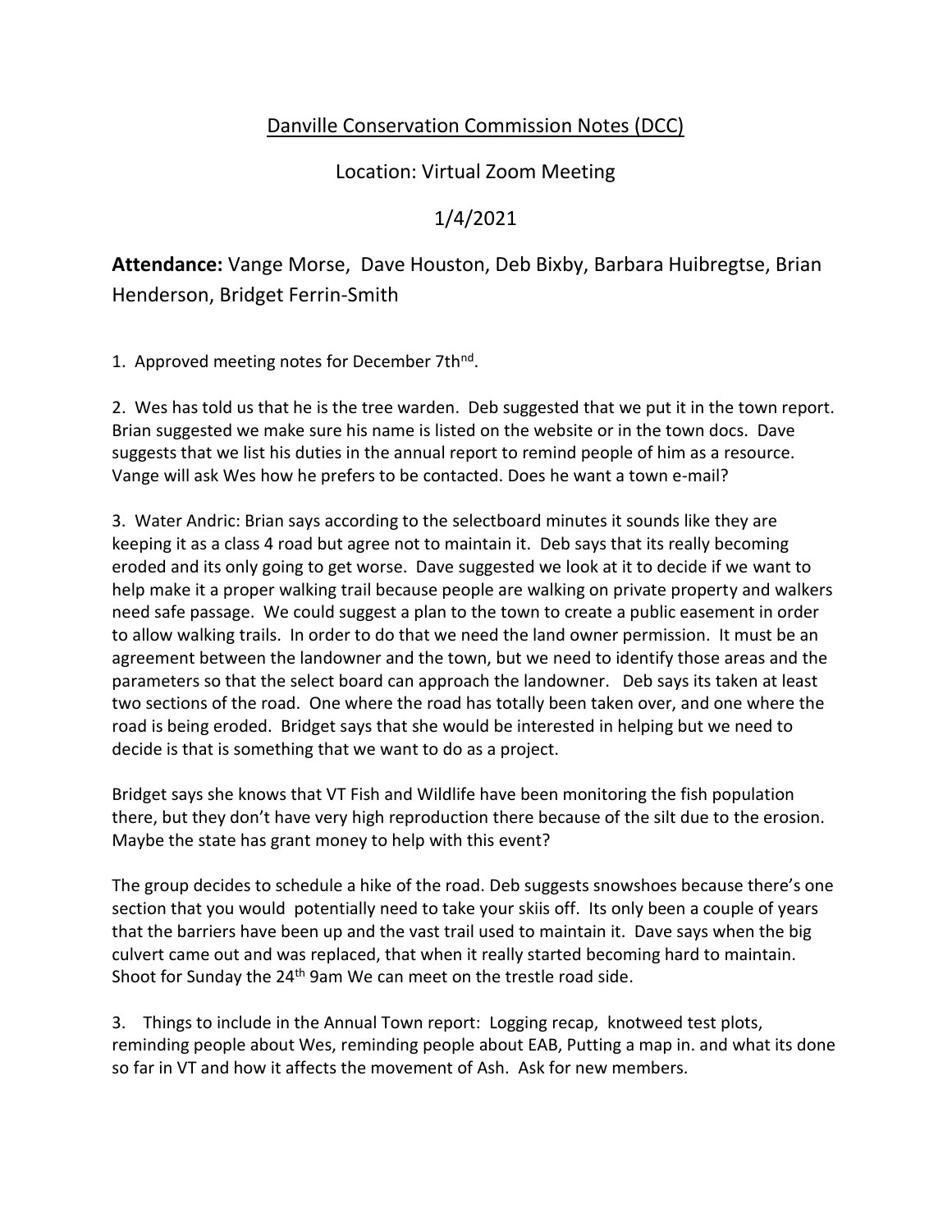# Danville Conservation Commission Notes (DCC)

Location: Virtual Zoom Meeting

1/4/2021

**Attendance:** Vange Morse, Dave Houston, Deb Bixby, Barbara Huibregtse, Brian Henderson, Bridget Ferrin-Smith

1. Approved meeting notes for December 7th[nd].

2. Wes has told us that he is the tree warden. Deb suggested that we put it in the town report. Brian suggested we make sure his name is listed on the website or in the town docs. Dave suggests that we list his duties in the annual report to remind people of him as a resource. Vange will ask Wes how he prefers to be contacted. Does he want a town e-mail?

3. Water Andric: Brian says according to the selectboard minutes it sounds like they are keeping it as a class 4 road but agree not to maintain it. Deb says that its really becoming eroded and its only going to get worse. Dave suggested we look at it to decide if we want to help make it a proper walking trail because people are walking on private property and walkers need safe passage. We could suggest a plan to the town to create a public easement in order to allow walking trails. In order to do that we need the land owner permission. It must be an agreement between the landowner and the town, but we need to identify those areas and the parameters so that the select board can approach the landowner. Deb says its taken at least two sections of the road. One where the road has totally been taken over, and one where the road is being eroded. Bridget says that she would be interested in helping but we need to decide is that is something that we want to do as a project.

Bridget says she knows that VT Fish and Wildlife have been monitoring the fish population there, but they don't have very high reproduction there because of the silt due to the erosion. Maybe the state has grant money to help with this event?

The group decides to schedule a hike of the road. Deb suggests snowshoes because there's one section that you would potentially need to take your skiis off. Its only been a couple of years that the barriers have been up and the vast trail used to maintain it. Dave says when the big culvert came out and was replaced, that when it really started becoming hard to maintain. Shoot for Sunday the 24th 9am We can meet on the trestle road side.

3. Things to include in the Annual Town report: Logging recap, knotweed test plots, reminding people about Wes, reminding people about EAB, Putting a map in. and what its done so far in VT and how it affects the movement of Ash. Ask for new members.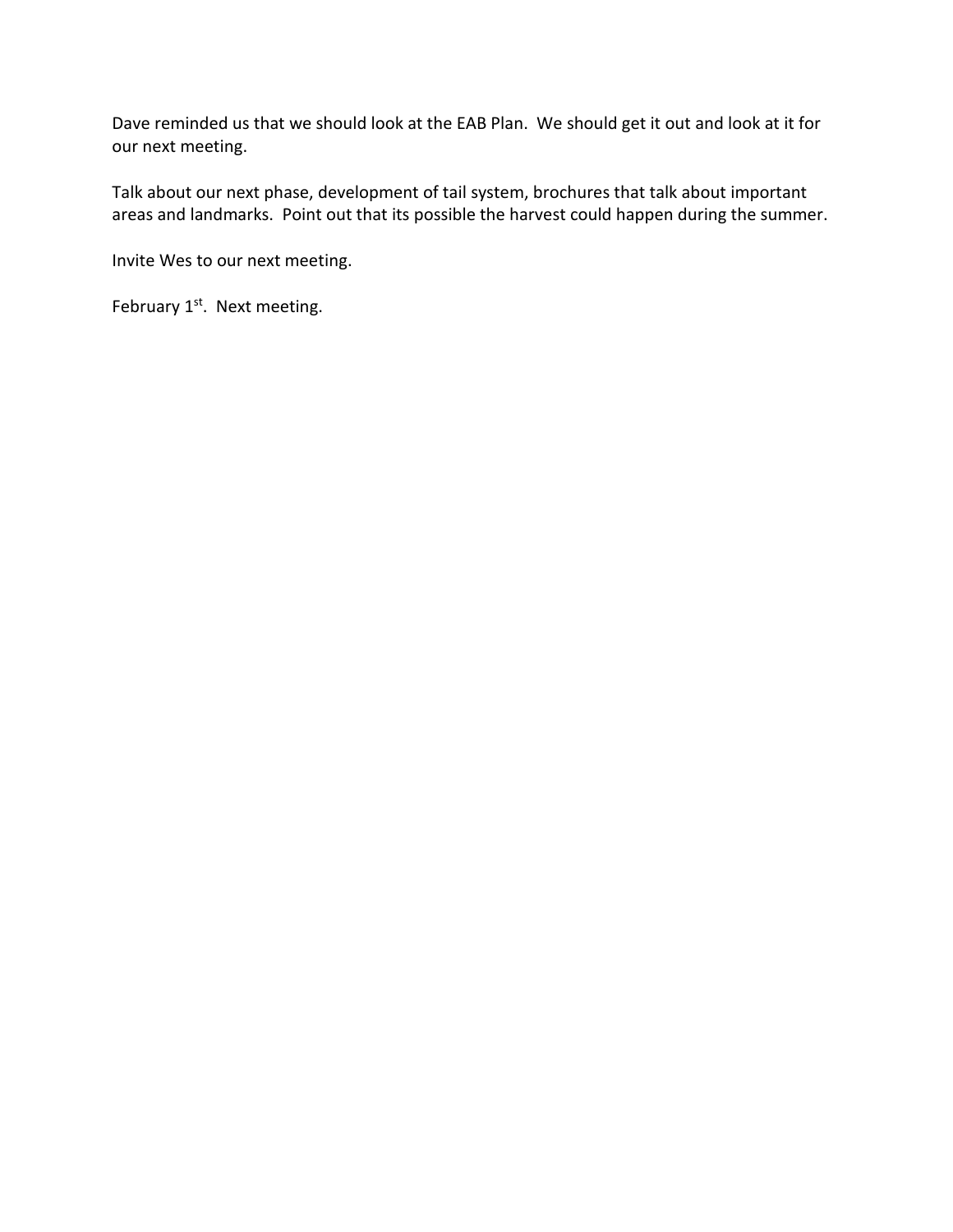Dave reminded us that we should look at the EAB Plan. We should get it out and look at it for our next meeting.

Talk about our next phase, development of tail system, brochures that talk about important areas and landmarks. Point out that its possible the harvest could happen during the summer.

Invite Wes to our next meeting.

February 1st. Next meeting.